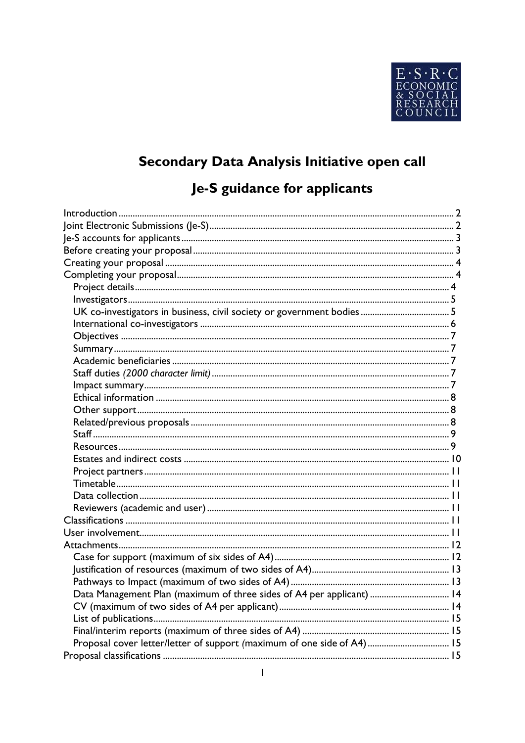E·S·R·C ECONOMIC & SOCIAL RESEARCH COUNCIL

# Secondary Data Analysis Initiative open call

# Je-S guidance for applicants

- Introduction ..... 2
- Joint Electronic Submissions (Je-S) ..... 2
- Je-S accounts for applicants ..... 3
- Before creating your proposal ..... 3
- Creating your proposal ..... 4
- Completing your proposal ..... 4
  - Project details ..... 4
  - Investigators ..... 5
  - UK co-investigators in business, civil society or government bodies ..... 5
  - International co-investigators ..... 6
  - Objectives ..... 7
  - Summary ..... 7
  - Academic beneficiaries ..... 7
  - Staff duties *(2000 character limit)* ..... 7
  - Impact summary ..... 7
  - Ethical information ..... 8
  - Other support ..... 8
  - Related/previous proposals ..... 8
  - Staff ..... 9
  - Resources ..... 9
  - Estates and indirect costs ..... 10
  - Project partners ..... 11
  - Timetable ..... 11
  - Data collection ..... 11
  - Reviewers (academic and user) ..... 11
- Classifications ..... 11
- User involvement ..... 11
- Attachments ..... 12
  - Case for support (maximum of six sides of A4) ..... 12
  - Justification of resources (maximum of two sides of A4) ..... 13
  - Pathways to Impact (maximum of two sides of A4) ..... 13
  - Data Management Plan (maximum of three sides of A4 per applicant) ..... 14
  - CV (maximum of two sides of A4 per applicant) ..... 14
  - List of publications ..... 15
  - Final/interim reports (maximum of three sides of A4) ..... 15
  - Proposal cover letter/letter of support *(maximum of one side of A4)* ..... 15
- Proposal classifications ..... 15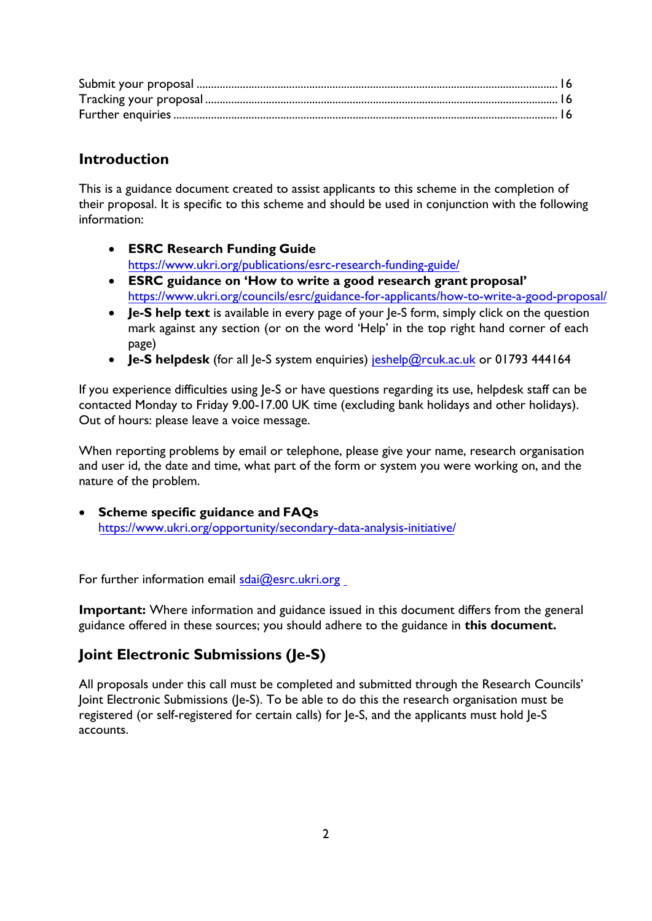Submit your proposal ..................................................................................................................... 16
Tracking your proposal ................................................................................................................... 16
Further enquiries ............................................................................................................................. 16

## Introduction

This is a guidance document created to assist applicants to this scheme in the completion of their proposal. It is specific to this scheme and should be used in conjunction with the following information:

- **ESRC Research Funding Guide**
  https://www.ukri.org/publications/esrc-research-funding-guide/
- **ESRC guidance on 'How to write a good research grant proposal'**
  https://www.ukri.org/councils/esrc/guidance-for-applicants/how-to-write-a-good-proposal/
- **Je-S help text** is available in every page of your Je-S form, simply click on the question mark against any section (or on the word 'Help' in the top right hand corner of each page)
- **Je-S helpdesk** (for all Je-S system enquiries) jeshelp@rcuk.ac.uk or 01793 444164

If you experience difficulties using Je-S or have questions regarding its use, helpdesk staff can be contacted Monday to Friday 9.00-17.00 UK time (excluding bank holidays and other holidays). Out of hours: please leave a voice message.

When reporting problems by email or telephone, please give your name, research organisation and user id, the date and time, what part of the form or system you were working on, and the nature of the problem.

- **Scheme specific guidance and FAQs**
  https://www.ukri.org/opportunity/secondary-data-analysis-initiative/

For further information email sdai@esrc.ukri.org

**Important:** Where information and guidance issued in this document differs from the general guidance offered in these sources; you should adhere to the guidance in **this document.**

## Joint Electronic Submissions (Je-S)

All proposals under this call must be completed and submitted through the Research Councils' Joint Electronic Submissions (Je-S). To be able to do this the research organisation must be registered (or self-registered for certain calls) for Je-S, and the applicants must hold Je-S accounts.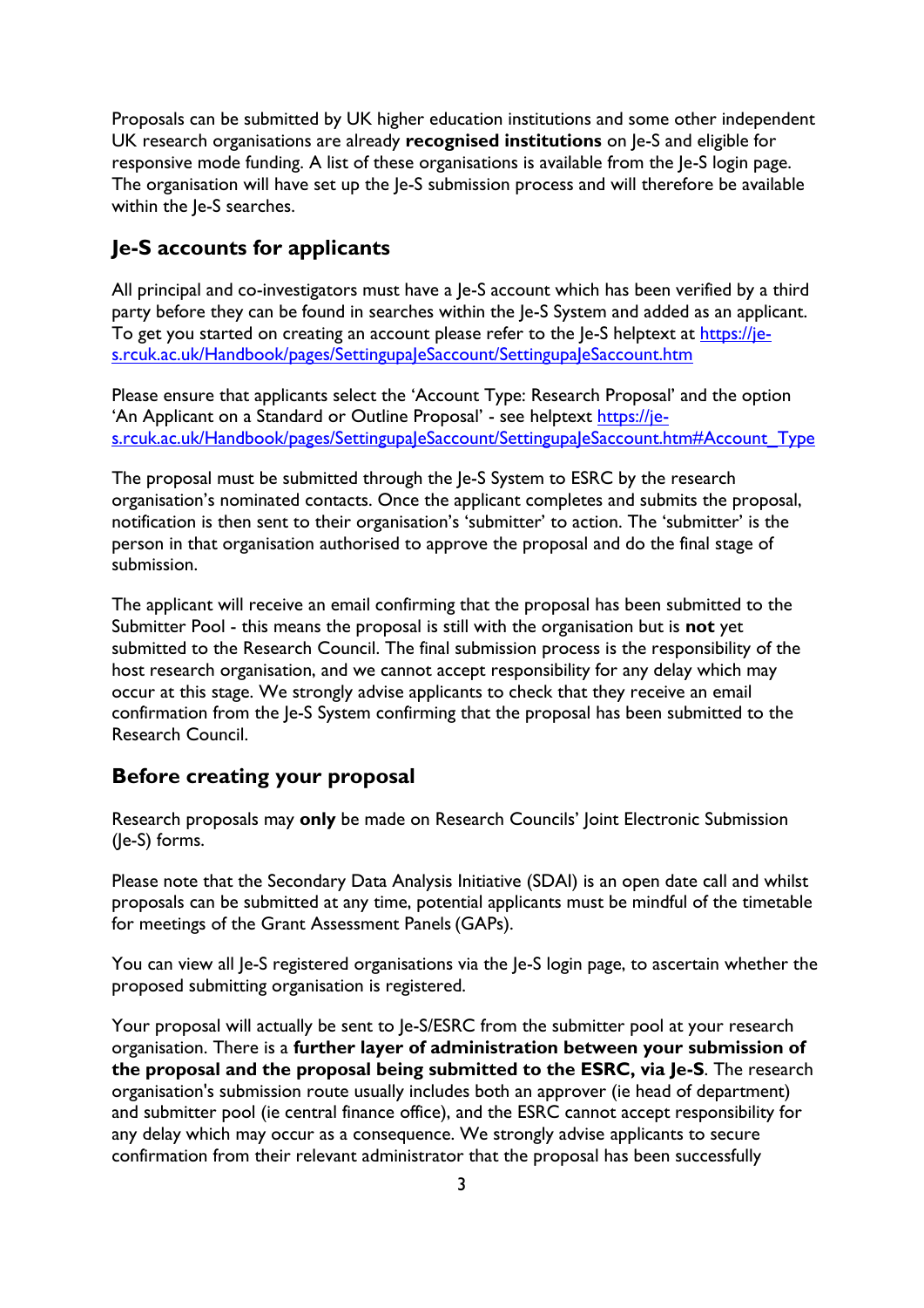Proposals can be submitted by UK higher education institutions and some other independent UK research organisations are already **recognised institutions** on Je-S and eligible for responsive mode funding. A list of these organisations is available from the Je-S login page. The organisation will have set up the Je-S submission process and will therefore be available within the Je-S searches.

## Je-S accounts for applicants

All principal and co-investigators must have a Je-S account which has been verified by a third party before they can be found in searches within the Je-S System and added as an applicant. To get you started on creating an account please refer to the Je-S helptext at [https://je-s.rcuk.ac.uk/Handbook/pages/SettingupaJeSaccount/SettingupaJeSaccount.htm](https://je-s.rcuk.ac.uk/Handbook/pages/SettingupaJeSaccount/SettingupaJeSaccount.htm)

Please ensure that applicants select the 'Account Type: Research Proposal' and the option 'An Applicant on a Standard or Outline Proposal' - see helptext [https://je-s.rcuk.ac.uk/Handbook/pages/SettingupaJeSaccount/SettingupaJeSaccount.htm#Account_Type](https://je-s.rcuk.ac.uk/Handbook/pages/SettingupaJeSaccount/SettingupaJeSaccount.htm#Account_Type)

The proposal must be submitted through the Je-S System to ESRC by the research organisation's nominated contacts. Once the applicant completes and submits the proposal, notification is then sent to their organisation's 'submitter' to action. The 'submitter' is the person in that organisation authorised to approve the proposal and do the final stage of submission.

The applicant will receive an email confirming that the proposal has been submitted to the Submitter Pool - this means the proposal is still with the organisation but is **not** yet submitted to the Research Council. The final submission process is the responsibility of the host research organisation, and we cannot accept responsibility for any delay which may occur at this stage. We strongly advise applicants to check that they receive an email confirmation from the Je-S System confirming that the proposal has been submitted to the Research Council.

## Before creating your proposal

Research proposals may **only** be made on Research Councils' Joint Electronic Submission (Je-S) forms.

Please note that the Secondary Data Analysis Initiative (SDAI) is an open date call and whilst proposals can be submitted at any time, potential applicants must be mindful of the timetable for meetings of the Grant Assessment Panels (GAPs).

You can view all Je-S registered organisations via the Je-S login page, to ascertain whether the proposed submitting organisation is registered.

Your proposal will actually be sent to Je-S/ESRC from the submitter pool at your research organisation. There is a **further layer of administration between your submission of the proposal and the proposal being submitted to the ESRC, via Je-S**. The research organisation's submission route usually includes both an approver (ie head of department) and submitter pool (ie central finance office), and the ESRC cannot accept responsibility for any delay which may occur as a consequence. We strongly advise applicants to secure confirmation from their relevant administrator that the proposal has been successfully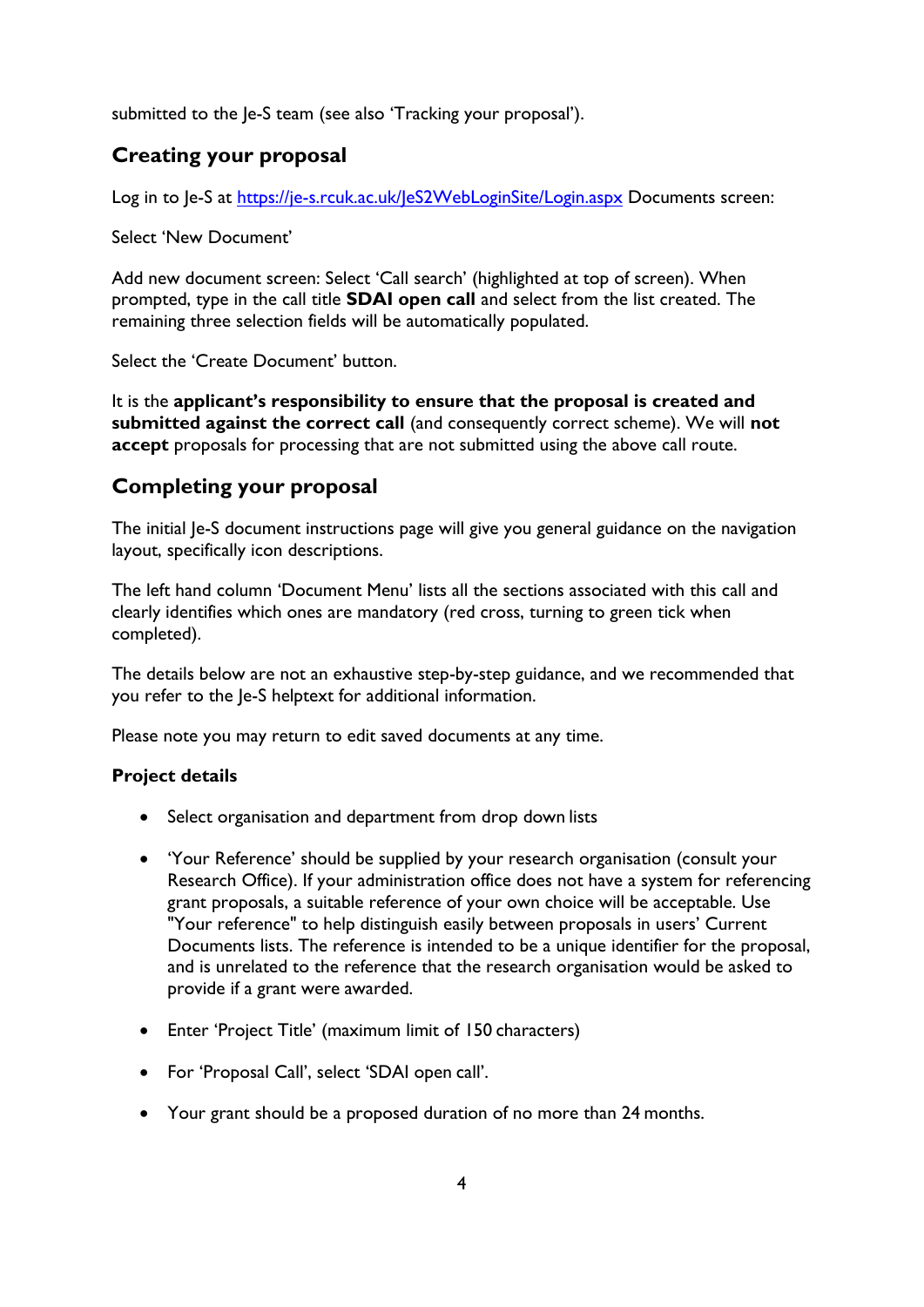submitted to the Je-S team (see also 'Tracking your proposal').

## Creating your proposal

Log in to Je-S at [https://je-s.rcuk.ac.uk/JeS2WebLoginSite/Login.aspx](https://je-s.rcuk.ac.uk/JeS2WebLoginSite/Login.aspx) Documents screen:

Select 'New Document'

Add new document screen: Select 'Call search' (highlighted at top of screen). When prompted, type in the call title **SDAI open call** and select from the list created. The remaining three selection fields will be automatically populated.

Select the 'Create Document' button.

It is the **applicant's responsibility to ensure that the proposal is created and submitted against the correct call** (and consequently correct scheme). We will **not accept** proposals for processing that are not submitted using the above call route.

## Completing your proposal

The initial Je-S document instructions page will give you general guidance on the navigation layout, specifically icon descriptions.

The left hand column 'Document Menu' lists all the sections associated with this call and clearly identifies which ones are mandatory (red cross, turning to green tick when completed).

The details below are not an exhaustive step-by-step guidance, and we recommended that you refer to the Je-S helptext for additional information.

Please note you may return to edit saved documents at any time.

### Project details

- Select organisation and department from drop down lists
- 'Your Reference' should be supplied by your research organisation (consult your Research Office). If your administration office does not have a system for referencing grant proposals, a suitable reference of your own choice will be acceptable. Use "Your reference" to help distinguish easily between proposals in users' Current Documents lists. The reference is intended to be a unique identifier for the proposal, and is unrelated to the reference that the research organisation would be asked to provide if a grant were awarded.
- Enter 'Project Title' (maximum limit of 150 characters)
- For 'Proposal Call', select 'SDAI open call'.
- Your grant should be a proposed duration of no more than 24 months.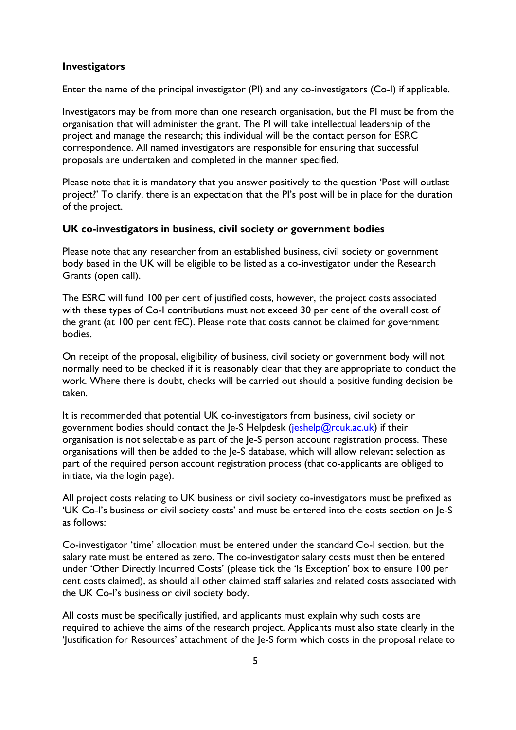**Investigators**

Enter the name of the principal investigator (PI) and any co-investigators (Co-I) if applicable.

Investigators may be from more than one research organisation, but the PI must be from the organisation that will administer the grant. The PI will take intellectual leadership of the project and manage the research; this individual will be the contact person for ESRC correspondence. All named investigators are responsible for ensuring that successful proposals are undertaken and completed in the manner specified.

Please note that it is mandatory that you answer positively to the question 'Post will outlast project?' To clarify, there is an expectation that the PI's post will be in place for the duration of the project.

**UK co-investigators in business, civil society or government bodies**

Please note that any researcher from an established business, civil society or government body based in the UK will be eligible to be listed as a co-investigator under the Research Grants (open call).

The ESRC will fund 100 per cent of justified costs, however, the project costs associated with these types of Co-I contributions must not exceed 30 per cent of the overall cost of the grant (at 100 per cent fEC). Please note that costs cannot be claimed for government bodies.

On receipt of the proposal, eligibility of business, civil society or government body will not normally need to be checked if it is reasonably clear that they are appropriate to conduct the work. Where there is doubt, checks will be carried out should a positive funding decision be taken.

It is recommended that potential UK co-investigators from business, civil society or government bodies should contact the Je-S Helpdesk (jeshelp@rcuk.ac.uk) if their organisation is not selectable as part of the Je-S person account registration process. These organisations will then be added to the Je-S database, which will allow relevant selection as part of the required person account registration process (that co-applicants are obliged to initiate, via the login page).

All project costs relating to UK business or civil society co-investigators must be prefixed as 'UK Co-I's business or civil society costs' and must be entered into the costs section on Je-S as follows:

Co-investigator 'time' allocation must be entered under the standard Co-I section, but the salary rate must be entered as zero. The co-investigator salary costs must then be entered under 'Other Directly Incurred Costs' (please tick the 'Is Exception' box to ensure 100 per cent costs claimed), as should all other claimed staff salaries and related costs associated with the UK Co-I's business or civil society body.

All costs must be specifically justified, and applicants must explain why such costs are required to achieve the aims of the research project. Applicants must also state clearly in the 'Justification for Resources' attachment of the Je-S form which costs in the proposal relate to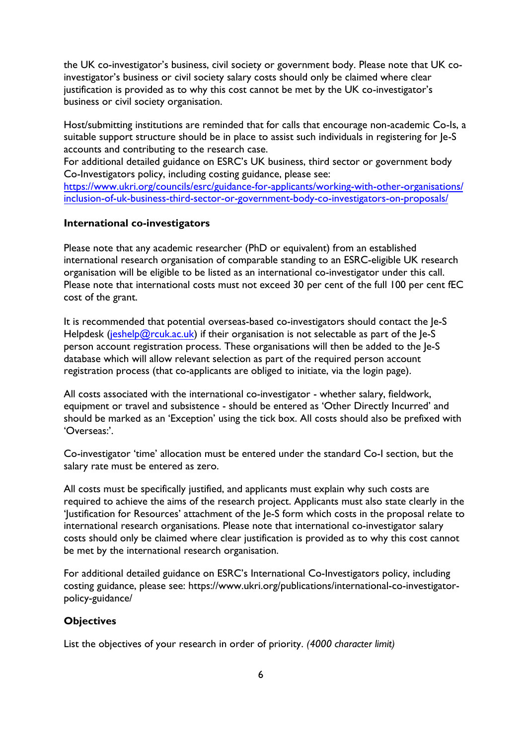the UK co-investigator's business, civil society or government body. Please note that UK co-investigator's business or civil society salary costs should only be claimed where clear justification is provided as to why this cost cannot be met by the UK co-investigator's business or civil society organisation.

Host/submitting institutions are reminded that for calls that encourage non-academic Co-Is, a suitable support structure should be in place to assist such individuals in registering for Je-S accounts and contributing to the research case.
For additional detailed guidance on ESRC's UK business, third sector or government body Co-Investigators policy, including costing guidance, please see:
[https://www.ukri.org/councils/esrc/guidance-for-applicants/working-with-other-organisations/inclusion-of-uk-business-third-sector-or-government-body-co-investigators-on-proposals/](https://www.ukri.org/councils/esrc/guidance-for-applicants/working-with-other-organisations/inclusion-of-uk-business-third-sector-or-government-body-co-investigators-on-proposals/)

**International co-investigators**

Please note that any academic researcher (PhD or equivalent) from an established international research organisation of comparable standing to an ESRC-eligible UK research organisation will be eligible to be listed as an international co-investigator under this call. Please note that international costs must not exceed 30 per cent of the full 100 per cent fEC cost of the grant.

It is recommended that potential overseas-based co-investigators should contact the Je-S Helpdesk ([jeshelp@rcuk.ac.uk](mailto:jeshelp@rcuk.ac.uk)) if their organisation is not selectable as part of the Je-S person account registration process. These organisations will then be added to the Je-S database which will allow relevant selection as part of the required person account registration process (that co-applicants are obliged to initiate, via the login page).

All costs associated with the international co-investigator - whether salary, fieldwork, equipment or travel and subsistence - should be entered as 'Other Directly Incurred' and should be marked as an 'Exception' using the tick box. All costs should also be prefixed with 'Overseas:'.

Co-investigator 'time' allocation must be entered under the standard Co-I section, but the salary rate must be entered as zero.

All costs must be specifically justified, and applicants must explain why such costs are required to achieve the aims of the research project. Applicants must also state clearly in the 'Justification for Resources' attachment of the Je-S form which costs in the proposal relate to international research organisations. Please note that international co-investigator salary costs should only be claimed where clear justification is provided as to why this cost cannot be met by the international research organisation.

For additional detailed guidance on ESRC's International Co-Investigators policy, including costing guidance, please see: https://www.ukri.org/publications/international-co-investigator-policy-guidance/

**Objectives**

List the objectives of your research in order of priority. *(4000 character limit)*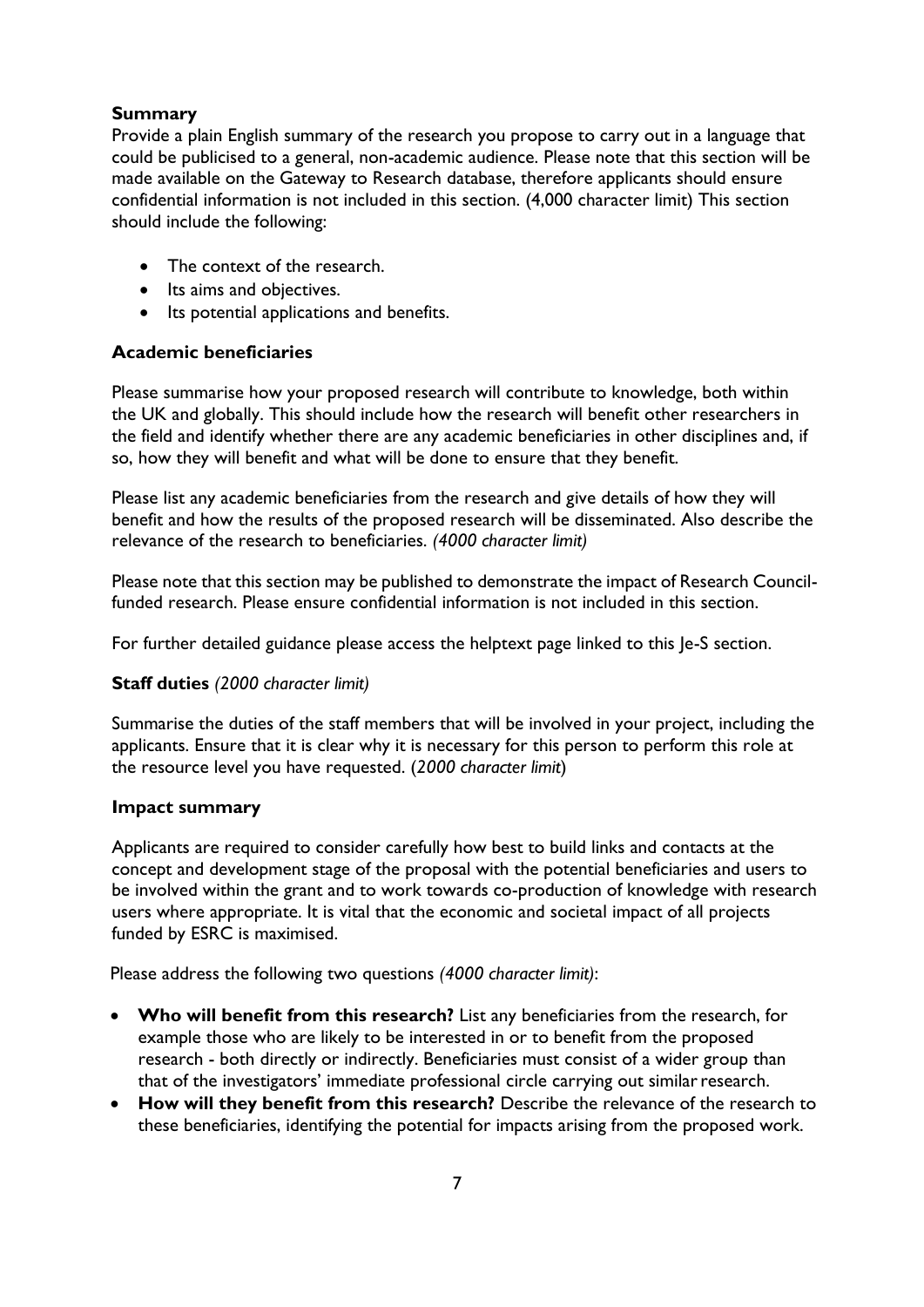**Summary**

Provide a plain English summary of the research you propose to carry out in a language that could be publicised to a general, non-academic audience. Please note that this section will be made available on the Gateway to Research database, therefore applicants should ensure confidential information is not included in this section. (4,000 character limit) This section should include the following:

- The context of the research.
- Its aims and objectives.
- Its potential applications and benefits.

**Academic beneficiaries**

Please summarise how your proposed research will contribute to knowledge, both within the UK and globally. This should include how the research will benefit other researchers in the field and identify whether there are any academic beneficiaries in other disciplines and, if so, how they will benefit and what will be done to ensure that they benefit.

Please list any academic beneficiaries from the research and give details of how they will benefit and how the results of the proposed research will be disseminated. Also describe the relevance of the research to beneficiaries. *(4000 character limit)*

Please note that this section may be published to demonstrate the impact of Research Council-funded research. Please ensure confidential information is not included in this section.

For further detailed guidance please access the helptext page linked to this Je-S section.

**Staff duties** *(2000 character limit)*

Summarise the duties of the staff members that will be involved in your project, including the applicants. Ensure that it is clear why it is necessary for this person to perform this role at the resource level you have requested. (*2000 character limit*)

**Impact summary**

Applicants are required to consider carefully how best to build links and contacts at the concept and development stage of the proposal with the potential beneficiaries and users to be involved within the grant and to work towards co-production of knowledge with research users where appropriate. It is vital that the economic and societal impact of all projects funded by ESRC is maximised.

Please address the following two questions *(4000 character limit)*:

- **Who will benefit from this research?** List any beneficiaries from the research, for example those who are likely to be interested in or to benefit from the proposed research - both directly or indirectly. Beneficiaries must consist of a wider group than that of the investigators' immediate professional circle carrying out similar research.
- **How will they benefit from this research?** Describe the relevance of the research to these beneficiaries, identifying the potential for impacts arising from the proposed work.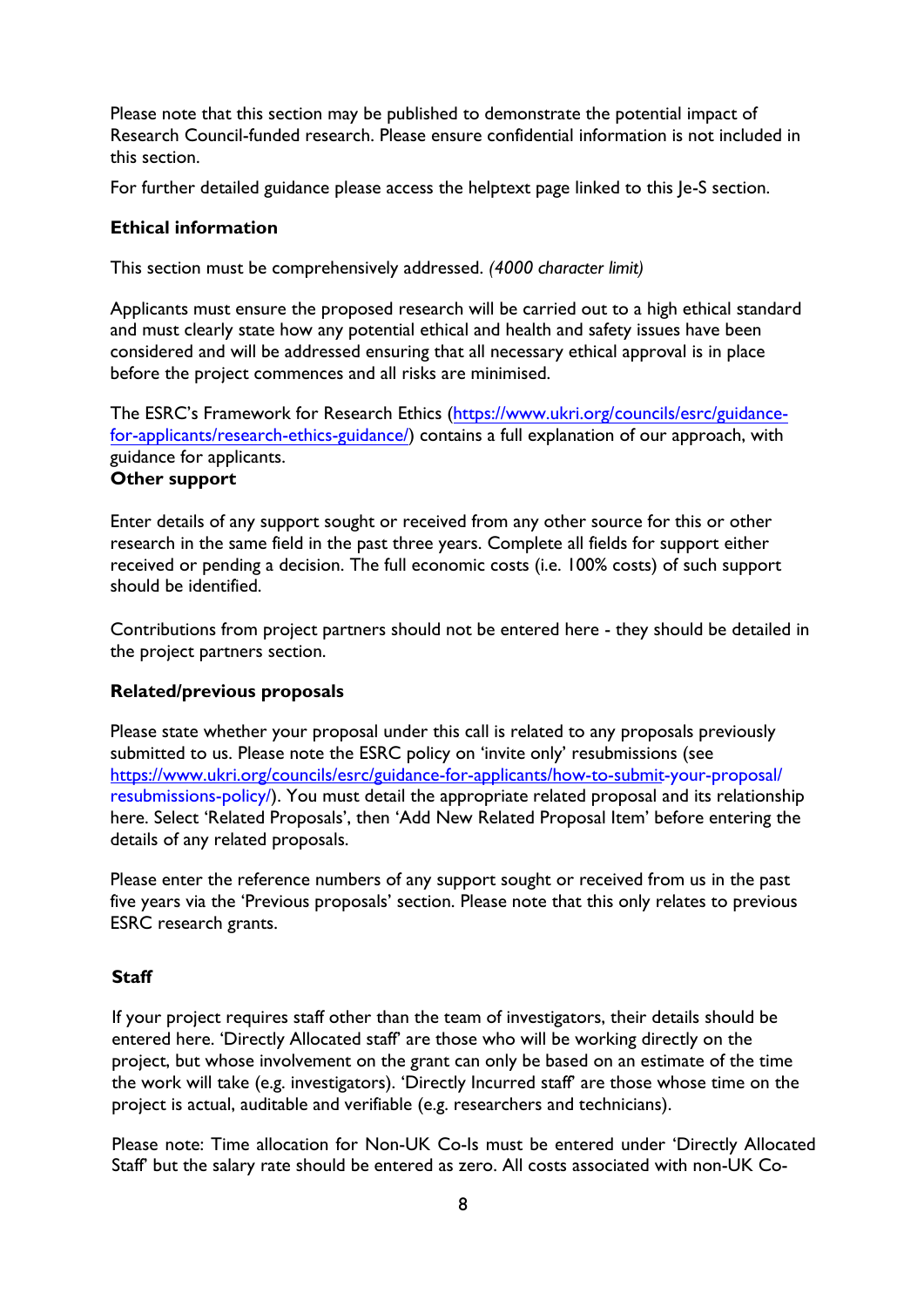Please note that this section may be published to demonstrate the potential impact of Research Council-funded research. Please ensure confidential information is not included in this section.

For further detailed guidance please access the helptext page linked to this Je-S section.

**Ethical information**

This section must be comprehensively addressed. *(4000 character limit)*

Applicants must ensure the proposed research will be carried out to a high ethical standard and must clearly state how any potential ethical and health and safety issues have been considered and will be addressed ensuring that all necessary ethical approval is in place before the project commences and all risks are minimised.

The ESRC's Framework for Research Ethics ([https://www.ukri.org/councils/esrc/guidance-for-applicants/research-ethics-guidance/](https://www.ukri.org/councils/esrc/guidance-for-applicants/research-ethics-guidance/)) contains a full explanation of our approach, with guidance for applicants.

**Other support**

Enter details of any support sought or received from any other source for this or other research in the same field in the past three years. Complete all fields for support either received or pending a decision. The full economic costs (i.e. 100% costs) of such support should be identified.

Contributions from project partners should not be entered here - they should be detailed in the project partners section.

**Related/previous proposals**

Please state whether your proposal under this call is related to any proposals previously submitted to us. Please note the ESRC policy on 'invite only' resubmissions (see [https://www.ukri.org/councils/esrc/guidance-for-applicants/how-to-submit-your-proposal/resubmissions-policy/](https://www.ukri.org/councils/esrc/guidance-for-applicants/how-to-submit-your-proposal/resubmissions-policy/)). You must detail the appropriate related proposal and its relationship here. Select 'Related Proposals', then 'Add New Related Proposal Item' before entering the details of any related proposals.

Please enter the reference numbers of any support sought or received from us in the past five years via the 'Previous proposals' section. Please note that this only relates to previous ESRC research grants.

**Staff**

If your project requires staff other than the team of investigators, their details should be entered here. 'Directly Allocated staff' are those who will be working directly on the project, but whose involvement on the grant can only be based on an estimate of the time the work will take (e.g. investigators). 'Directly Incurred staff' are those whose time on the project is actual, auditable and verifiable (e.g. researchers and technicians).

Please note: Time allocation for Non-UK Co-Is must be entered under 'Directly Allocated Staff' but the salary rate should be entered as zero. All costs associated with non-UK Co-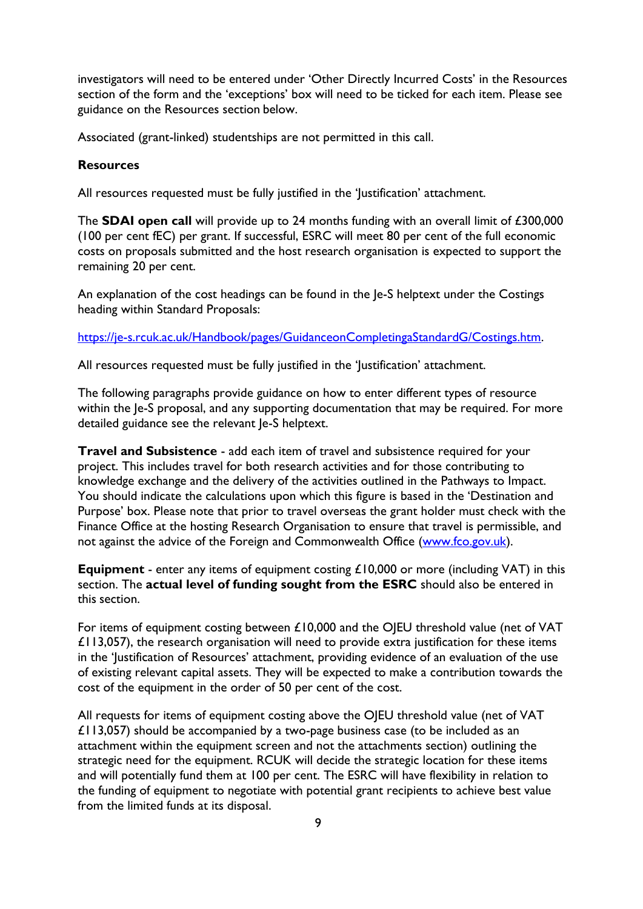investigators will need to be entered under 'Other Directly Incurred Costs' in the Resources section of the form and the 'exceptions' box will need to be ticked for each item. Please see guidance on the Resources section below.

Associated (grant-linked) studentships are not permitted in this call.

**Resources**

All resources requested must be fully justified in the 'Justification' attachment.

The **SDAI open call** will provide up to 24 months funding with an overall limit of £300,000 (100 per cent fEC) per grant. If successful, ESRC will meet 80 per cent of the full economic costs on proposals submitted and the host research organisation is expected to support the remaining 20 per cent.

An explanation of the cost headings can be found in the Je-S helptext under the Costings heading within Standard Proposals:

[https://je-s.rcuk.ac.uk/Handbook/pages/GuidanceonCompletingaStandardG/Costings.htm](https://je-s.rcuk.ac.uk/Handbook/pages/GuidanceonCompletingaStandardG/Costings.htm).

All resources requested must be fully justified in the 'Justification' attachment.

The following paragraphs provide guidance on how to enter different types of resource within the Je-S proposal, and any supporting documentation that may be required. For more detailed guidance see the relevant Je-S helptext.

**Travel and Subsistence** - add each item of travel and subsistence required for your project. This includes travel for both research activities and for those contributing to knowledge exchange and the delivery of the activities outlined in the Pathways to Impact. You should indicate the calculations upon which this figure is based in the 'Destination and Purpose' box. Please note that prior to travel overseas the grant holder must check with the Finance Office at the hosting Research Organisation to ensure that travel is permissible, and not against the advice of the Foreign and Commonwealth Office ([www.fco.gov.uk](www.fco.gov.uk)).

**Equipment** - enter any items of equipment costing £10,000 or more (including VAT) in this section. The **actual level of funding sought from the ESRC** should also be entered in this section.

For items of equipment costing between £10,000 and the OJEU threshold value (net of VAT £113,057), the research organisation will need to provide extra justification for these items in the 'Justification of Resources' attachment, providing evidence of an evaluation of the use of existing relevant capital assets. They will be expected to make a contribution towards the cost of the equipment in the order of 50 per cent of the cost.

All requests for items of equipment costing above the OJEU threshold value (net of VAT £113,057) should be accompanied by a two-page business case (to be included as an attachment within the equipment screen and not the attachments section) outlining the strategic need for the equipment. RCUK will decide the strategic location for these items and will potentially fund them at 100 per cent. The ESRC will have flexibility in relation to the funding of equipment to negotiate with potential grant recipients to achieve best value from the limited funds at its disposal.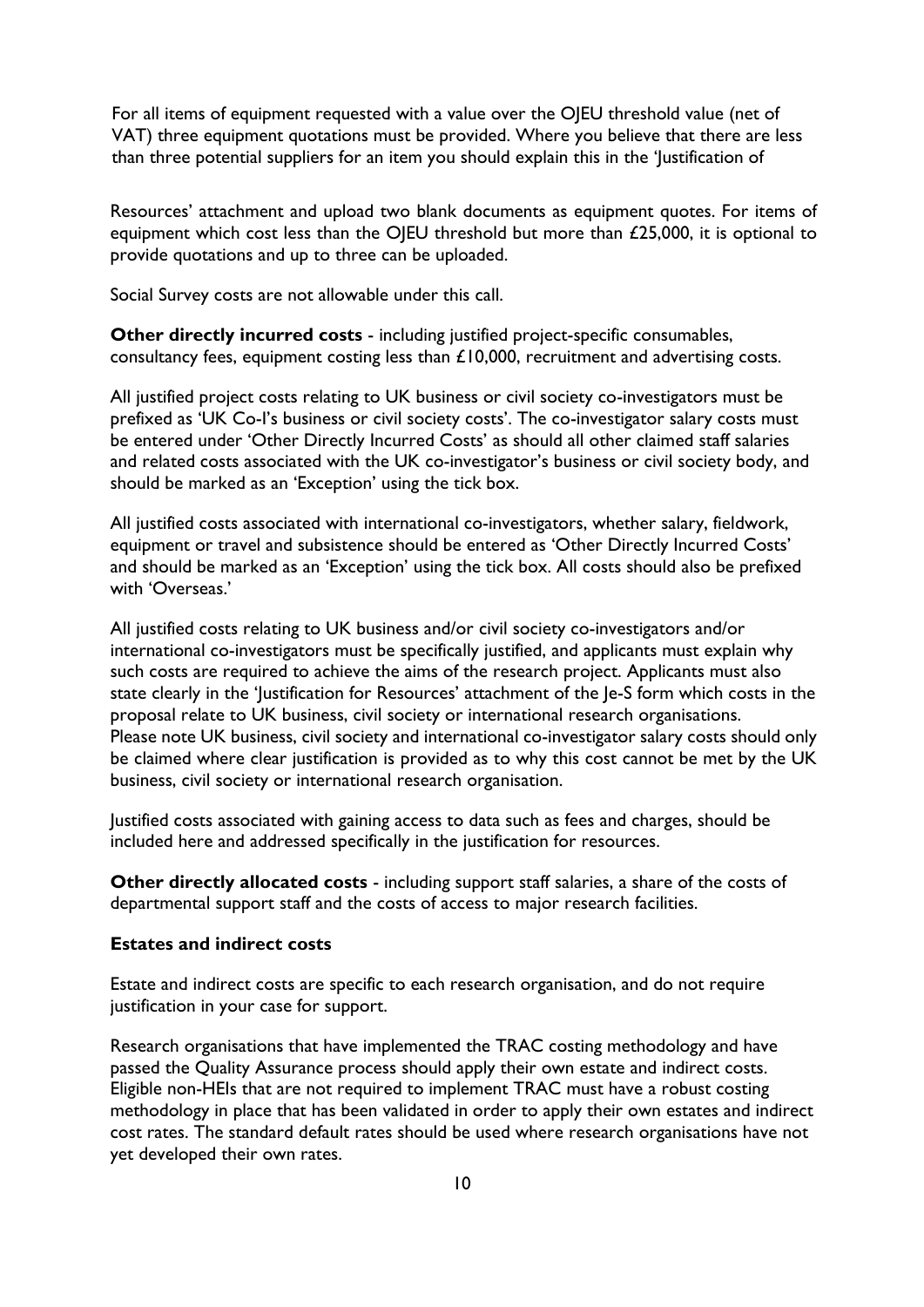For all items of equipment requested with a value over the OJEU threshold value (net of VAT) three equipment quotations must be provided. Where you believe that there are less than three potential suppliers for an item you should explain this in the 'Justification of

Resources' attachment and upload two blank documents as equipment quotes. For items of equipment which cost less than the OJEU threshold but more than £25,000, it is optional to provide quotations and up to three can be uploaded.

Social Survey costs are not allowable under this call.

**Other directly incurred costs** - including justified project-specific consumables, consultancy fees, equipment costing less than £10,000, recruitment and advertising costs.

All justified project costs relating to UK business or civil society co-investigators must be prefixed as 'UK Co-I's business or civil society costs'. The co-investigator salary costs must be entered under 'Other Directly Incurred Costs' as should all other claimed staff salaries and related costs associated with the UK co-investigator's business or civil society body, and should be marked as an 'Exception' using the tick box.

All justified costs associated with international co-investigators, whether salary, fieldwork, equipment or travel and subsistence should be entered as 'Other Directly Incurred Costs' and should be marked as an 'Exception' using the tick box. All costs should also be prefixed with 'Overseas.'

All justified costs relating to UK business and/or civil society co-investigators and/or international co-investigators must be specifically justified, and applicants must explain why such costs are required to achieve the aims of the research project. Applicants must also state clearly in the 'Justification for Resources' attachment of the Je-S form which costs in the proposal relate to UK business, civil society or international research organisations. Please note UK business, civil society and international co-investigator salary costs should only be claimed where clear justification is provided as to why this cost cannot be met by the UK business, civil society or international research organisation.

Justified costs associated with gaining access to data such as fees and charges, should be included here and addressed specifically in the justification for resources.

**Other directly allocated costs** - including support staff salaries, a share of the costs of departmental support staff and the costs of access to major research facilities.

**Estates and indirect costs**

Estate and indirect costs are specific to each research organisation, and do not require justification in your case for support.

Research organisations that have implemented the TRAC costing methodology and have passed the Quality Assurance process should apply their own estate and indirect costs. Eligible non-HEIs that are not required to implement TRAC must have a robust costing methodology in place that has been validated in order to apply their own estates and indirect cost rates. The standard default rates should be used where research organisations have not yet developed their own rates.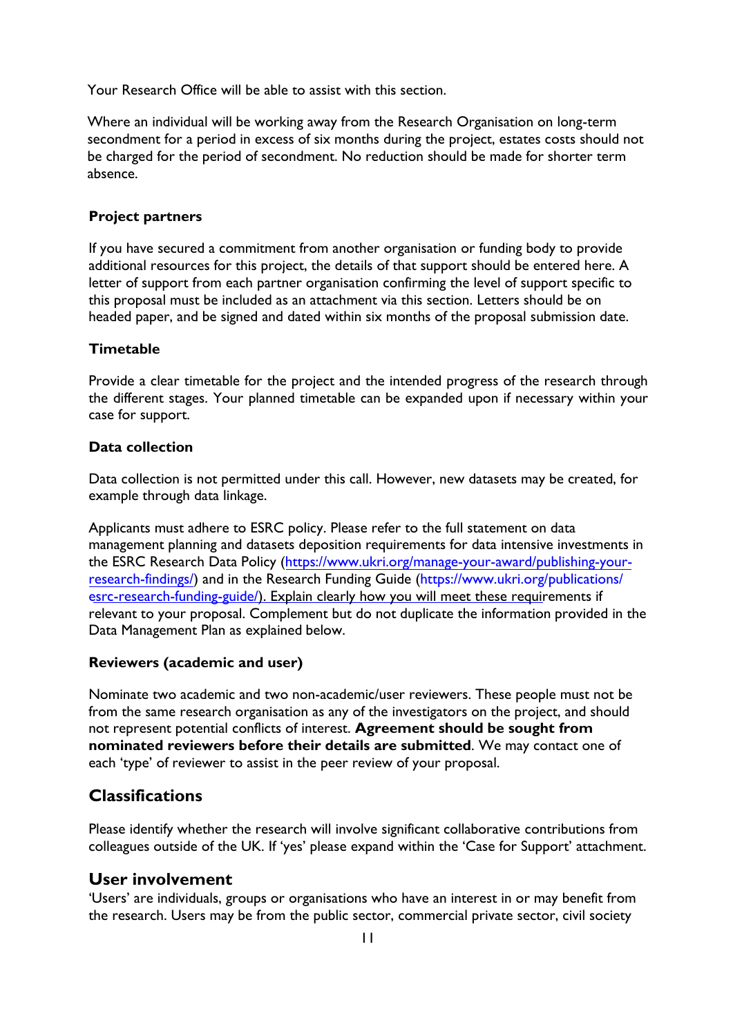Your Research Office will be able to assist with this section.

Where an individual will be working away from the Research Organisation on long-term secondment for a period in excess of six months during the project, estates costs should not be charged for the period of secondment. No reduction should be made for shorter term absence.

### Project partners

If you have secured a commitment from another organisation or funding body to provide additional resources for this project, the details of that support should be entered here. A letter of support from each partner organisation confirming the level of support specific to this proposal must be included as an attachment via this section. Letters should be on headed paper, and be signed and dated within six months of the proposal submission date.

### Timetable

Provide a clear timetable for the project and the intended progress of the research through the different stages. Your planned timetable can be expanded upon if necessary within your case for support.

### Data collection

Data collection is not permitted under this call. However, new datasets may be created, for example through data linkage.

Applicants must adhere to ESRC policy. Please refer to the full statement on data management planning and datasets deposition requirements for data intensive investments in the ESRC Research Data Policy (https://www.ukri.org/manage-your-award/publishing-your-research-findings/) and in the Research Funding Guide (https://www.ukri.org/publications/esrc-research-funding-guide/). Explain clearly how you will meet these requirements if relevant to your proposal. Complement but do not duplicate the information provided in the Data Management Plan as explained below.

### Reviewers (academic and user)

Nominate two academic and two non-academic/user reviewers. These people must not be from the same research organisation as any of the investigators on the project, and should not represent potential conflicts of interest. **Agreement should be sought from nominated reviewers before their details are submitted**. We may contact one of each 'type' of reviewer to assist in the peer review of your proposal.

## Classifications

Please identify whether the research will involve significant collaborative contributions from colleagues outside of the UK. If 'yes' please expand within the 'Case for Support' attachment.

## User involvement

'Users' are individuals, groups or organisations who have an interest in or may benefit from the research. Users may be from the public sector, commercial private sector, civil society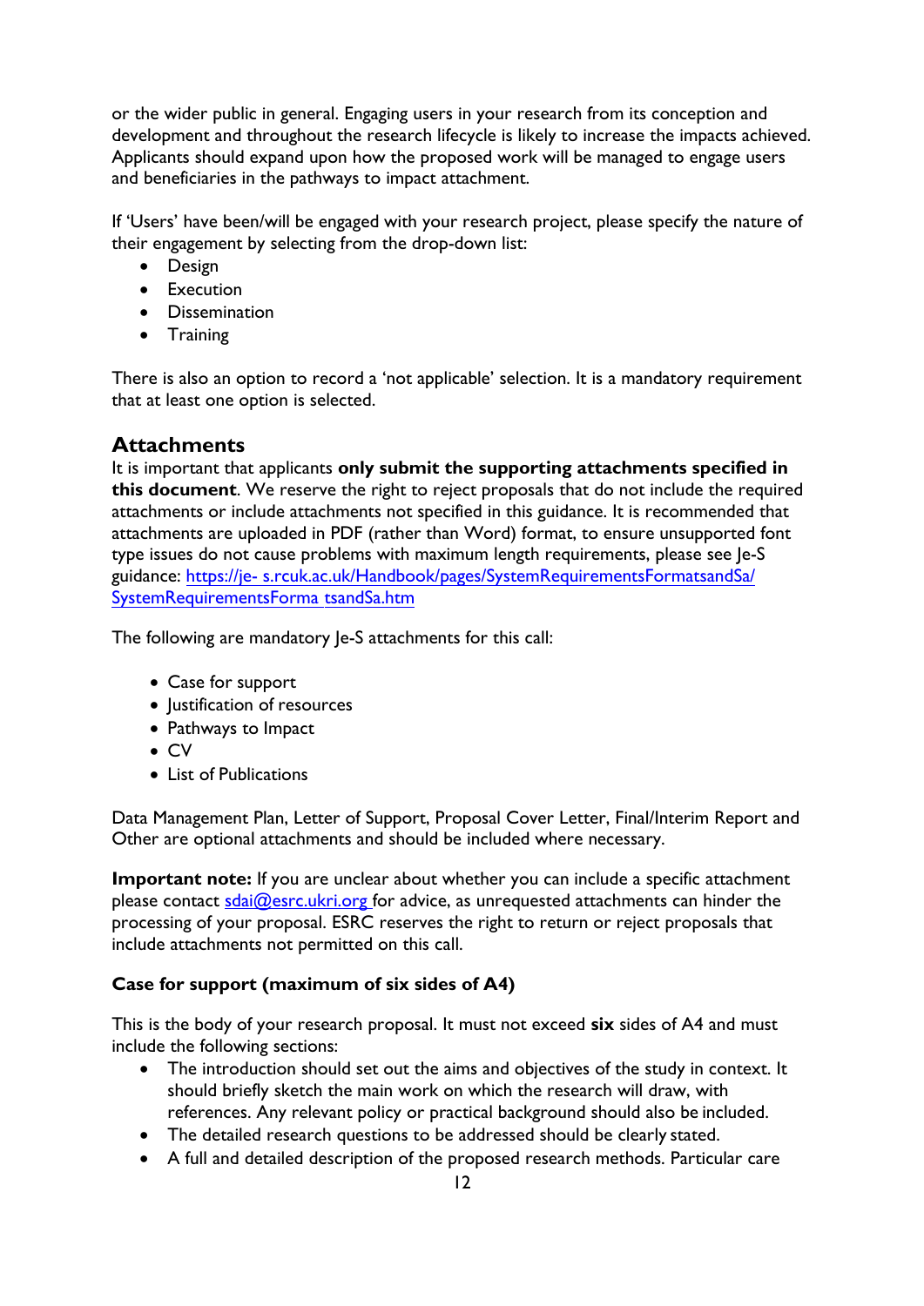or the wider public in general. Engaging users in your research from its conception and development and throughout the research lifecycle is likely to increase the impacts achieved. Applicants should expand upon how the proposed work will be managed to engage users and beneficiaries in the pathways to impact attachment.

If 'Users' have been/will be engaged with your research project, please specify the nature of their engagement by selecting from the drop-down list:

- Design
- Execution
- Dissemination
- Training

There is also an option to record a 'not applicable' selection. It is a mandatory requirement that at least one option is selected.

## Attachments

It is important that applicants **only submit the supporting attachments specified in this document**. We reserve the right to reject proposals that do not include the required attachments or include attachments not specified in this guidance. It is recommended that attachments are uploaded in PDF (rather than Word) format, to ensure unsupported font type issues do not cause problems with maximum length requirements, please see Je-S guidance: [https://je- s.rcuk.ac.uk/Handbook/pages/SystemRequirementsFormatsandSa/SystemRequirementsForma tsandSa.htm](https://je-s.rcuk.ac.uk/Handbook/pages/SystemRequirementsFormatsandSa/SystemRequirementsFormatsandSa.htm)

The following are mandatory Je-S attachments for this call:

- Case for support
- Justification of resources
- Pathways to Impact
- CV
- List of Publications

Data Management Plan, Letter of Support, Proposal Cover Letter, Final/Interim Report and Other are optional attachments and should be included where necessary.

**Important note:** If you are unclear about whether you can include a specific attachment please contact sdai@esrc.ukri.org for advice, as unrequested attachments can hinder the processing of your proposal. ESRC reserves the right to return or reject proposals that include attachments not permitted on this call.

### Case for support (maximum of six sides of A4)

This is the body of your research proposal. It must not exceed **six** sides of A4 and must include the following sections:

- The introduction should set out the aims and objectives of the study in context. It should briefly sketch the main work on which the research will draw, with references. Any relevant policy or practical background should also be included.
- The detailed research questions to be addressed should be clearly stated.
- A full and detailed description of the proposed research methods. Particular care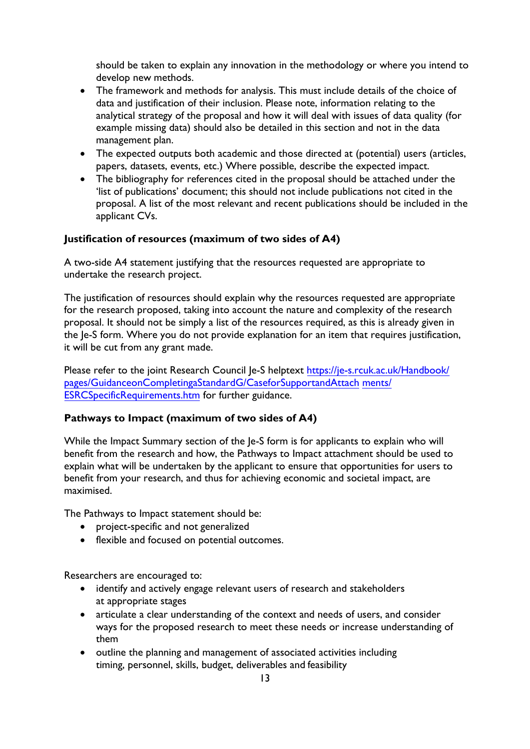should be taken to explain any innovation in the methodology or where you intend to develop new methods.

- The framework and methods for analysis. This must include details of the choice of data and justification of their inclusion. Please note, information relating to the analytical strategy of the proposal and how it will deal with issues of data quality (for example missing data) should also be detailed in this section and not in the data management plan.
- The expected outputs both academic and those directed at (potential) users (articles, papers, datasets, events, etc.) Where possible, describe the expected impact.
- The bibliography for references cited in the proposal should be attached under the 'list of publications' document; this should not include publications not cited in the proposal. A list of the most relevant and recent publications should be included in the applicant CVs.

**Justification of resources (maximum of two sides of A4)**

A two-side A4 statement justifying that the resources requested are appropriate to undertake the research project.

The justification of resources should explain why the resources requested are appropriate for the research proposed, taking into account the nature and complexity of the research proposal. It should not be simply a list of the resources required, as this is already given in the Je-S form. Where you do not provide explanation for an item that requires justification, it will be cut from any grant made.

Please refer to the joint Research Council Je-S helptext [https://je-s.rcuk.ac.uk/Handbook/pages/GuidanceonCompletingaStandardG/CaseforSupportandAttachments/ESRCSpecificRequirements.htm](https://je-s.rcuk.ac.uk/Handbook/pages/GuidanceonCompletingaStandardG/CaseforSupportandAttachments/ESRCSpecificRequirements.htm) for further guidance.

**Pathways to Impact (maximum of two sides of A4)**

While the Impact Summary section of the Je-S form is for applicants to explain who will benefit from the research and how, the Pathways to Impact attachment should be used to explain what will be undertaken by the applicant to ensure that opportunities for users to benefit from your research, and thus for achieving economic and societal impact, are maximised.

The Pathways to Impact statement should be:

- project-specific and not generalized
- flexible and focused on potential outcomes.

Researchers are encouraged to:

- identify and actively engage relevant users of research and stakeholders at appropriate stages
- articulate a clear understanding of the context and needs of users, and consider ways for the proposed research to meet these needs or increase understanding of them
- outline the planning and management of associated activities including timing, personnel, skills, budget, deliverables and feasibility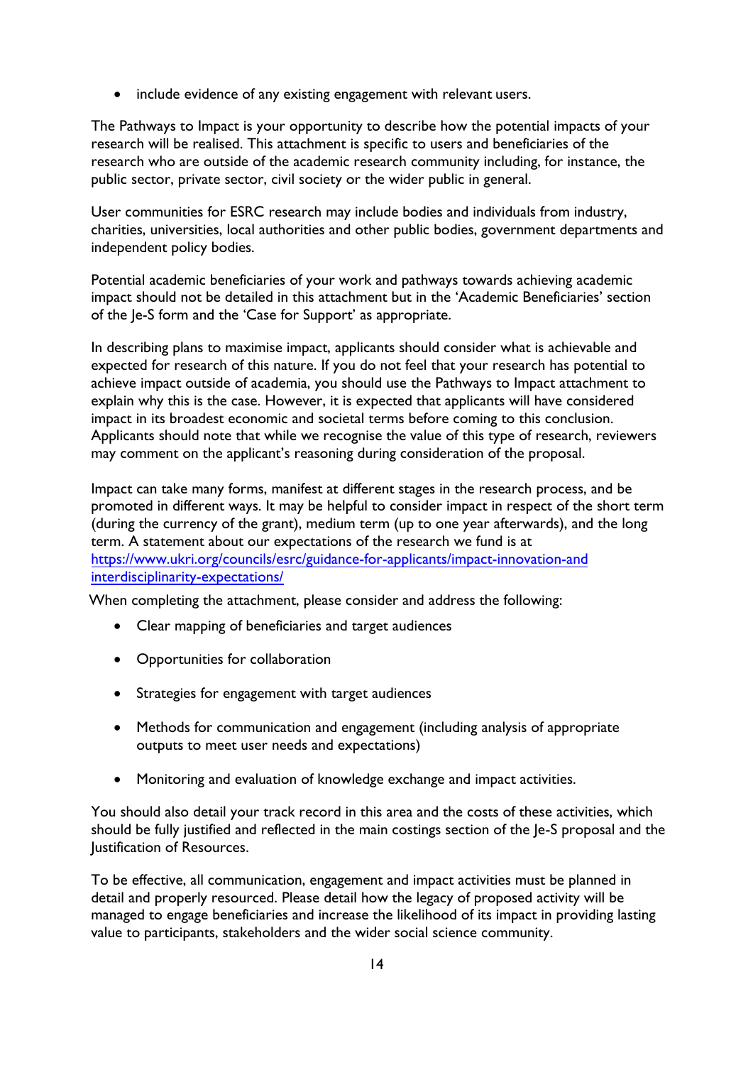- include evidence of any existing engagement with relevant users.

The Pathways to Impact is your opportunity to describe how the potential impacts of your research will be realised. This attachment is specific to users and beneficiaries of the research who are outside of the academic research community including, for instance, the public sector, private sector, civil society or the wider public in general.

User communities for ESRC research may include bodies and individuals from industry, charities, universities, local authorities and other public bodies, government departments and independent policy bodies.

Potential academic beneficiaries of your work and pathways towards achieving academic impact should not be detailed in this attachment but in the 'Academic Beneficiaries' section of the Je-S form and the 'Case for Support' as appropriate.

In describing plans to maximise impact, applicants should consider what is achievable and expected for research of this nature. If you do not feel that your research has potential to achieve impact outside of academia, you should use the Pathways to Impact attachment to explain why this is the case. However, it is expected that applicants will have considered impact in its broadest economic and societal terms before coming to this conclusion. Applicants should note that while we recognise the value of this type of research, reviewers may comment on the applicant's reasoning during consideration of the proposal.

Impact can take many forms, manifest at different stages in the research process, and be promoted in different ways. It may be helpful to consider impact in respect of the short term (during the currency of the grant), medium term (up to one year afterwards), and the long term. A statement about our expectations of the research we fund is at [https://www.ukri.org/councils/esrc/guidance-for-applicants/impact-innovation-and interdisciplinarity-expectations/](https://www.ukri.org/councils/esrc/guidance-for-applicants/impact-innovation-and-interdisciplinarity-expectations/)

When completing the attachment, please consider and address the following:

- Clear mapping of beneficiaries and target audiences
- Opportunities for collaboration
- Strategies for engagement with target audiences
- Methods for communication and engagement (including analysis of appropriate outputs to meet user needs and expectations)
- Monitoring and evaluation of knowledge exchange and impact activities.

You should also detail your track record in this area and the costs of these activities, which should be fully justified and reflected in the main costings section of the Je-S proposal and the Justification of Resources.

To be effective, all communication, engagement and impact activities must be planned in detail and properly resourced. Please detail how the legacy of proposed activity will be managed to engage beneficiaries and increase the likelihood of its impact in providing lasting value to participants, stakeholders and the wider social science community.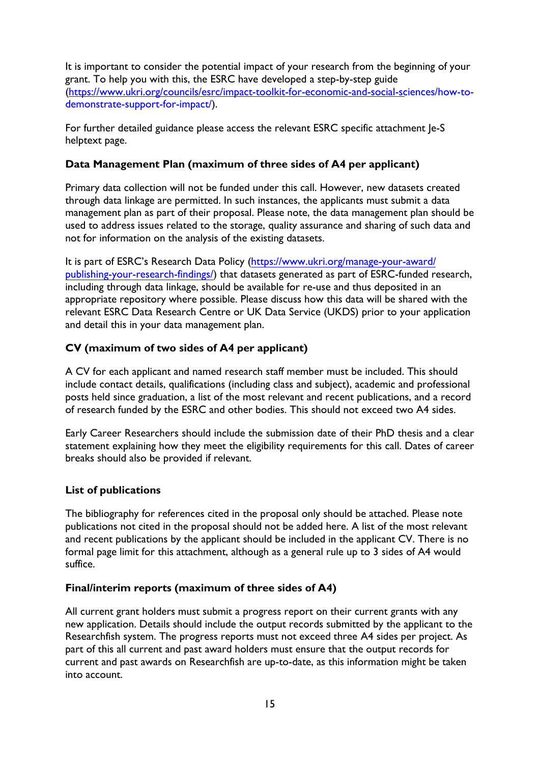It is important to consider the potential impact of your research from the beginning of your grant. To help you with this, the ESRC have developed a step-by-step guide (https://www.ukri.org/councils/esrc/impact-toolkit-for-economic-and-social-sciences/how-to-demonstrate-support-for-impact/).

For further detailed guidance please access the relevant ESRC specific attachment Je-S helptext page.

**Data Management Plan (maximum of three sides of A4 per applicant)**

Primary data collection will not be funded under this call. However, new datasets created through data linkage are permitted. In such instances, the applicants must submit a data management plan as part of their proposal. Please note, the data management plan should be used to address issues related to the storage, quality assurance and sharing of such data and not for information on the analysis of the existing datasets.

It is part of ESRC's Research Data Policy (https://www.ukri.org/manage-your-award/publishing-your-research-findings/) that datasets generated as part of ESRC-funded research, including through data linkage, should be available for re-use and thus deposited in an appropriate repository where possible. Please discuss how this data will be shared with the relevant ESRC Data Research Centre or UK Data Service (UKDS) prior to your application and detail this in your data management plan.

**CV (maximum of two sides of A4 per applicant)**

A CV for each applicant and named research staff member must be included. This should include contact details, qualifications (including class and subject), academic and professional posts held since graduation, a list of the most relevant and recent publications, and a record of research funded by the ESRC and other bodies. This should not exceed two A4 sides.

Early Career Researchers should include the submission date of their PhD thesis and a clear statement explaining how they meet the eligibility requirements for this call. Dates of career breaks should also be provided if relevant.

**List of publications**

The bibliography for references cited in the proposal only should be attached. Please note publications not cited in the proposal should not be added here. A list of the most relevant and recent publications by the applicant should be included in the applicant CV. There is no formal page limit for this attachment, although as a general rule up to 3 sides of A4 would suffice.

**Final/interim reports (maximum of three sides of A4)**

All current grant holders must submit a progress report on their current grants with any new application. Details should include the output records submitted by the applicant to the Researchfish system. The progress reports must not exceed three A4 sides per project. As part of this all current and past award holders must ensure that the output records for current and past awards on Researchfish are up-to-date, as this information might be taken into account.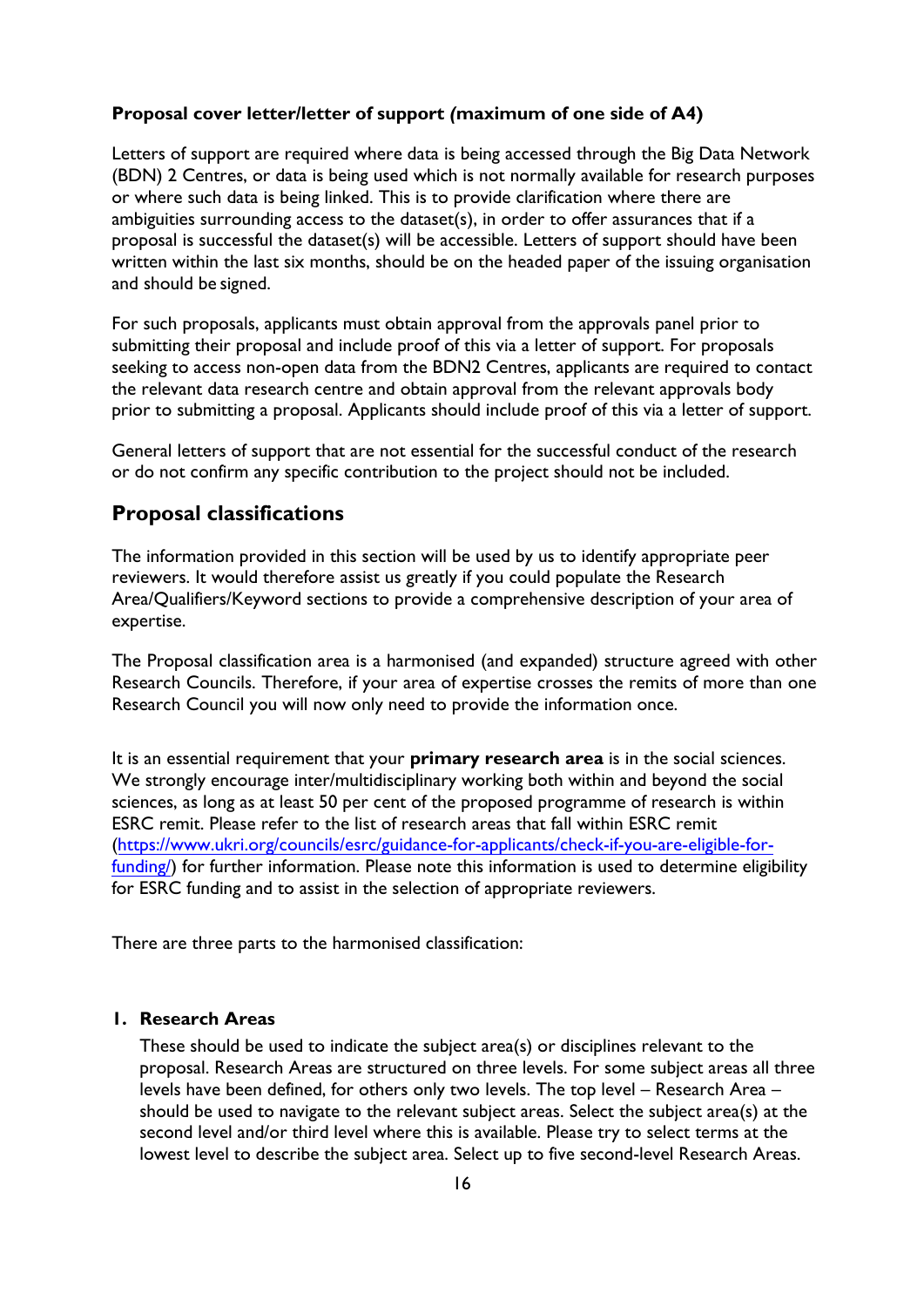**Proposal cover letter/letter of support (maximum of one side of A4)**

Letters of support are required where data is being accessed through the Big Data Network (BDN) 2 Centres, or data is being used which is not normally available for research purposes or where such data is being linked. This is to provide clarification where there are ambiguities surrounding access to the dataset(s), in order to offer assurances that if a proposal is successful the dataset(s) will be accessible. Letters of support should have been written within the last six months, should be on the headed paper of the issuing organisation and should be signed.

For such proposals, applicants must obtain approval from the approvals panel prior to submitting their proposal and include proof of this via a letter of support. For proposals seeking to access non-open data from the BDN2 Centres, applicants are required to contact the relevant data research centre and obtain approval from the relevant approvals body prior to submitting a proposal. Applicants should include proof of this via a letter of support.

General letters of support that are not essential for the successful conduct of the research or do not confirm any specific contribution to the project should not be included.

## Proposal classifications

The information provided in this section will be used by us to identify appropriate peer reviewers. It would therefore assist us greatly if you could populate the Research Area/Qualifiers/Keyword sections to provide a comprehensive description of your area of expertise.

The Proposal classification area is a harmonised (and expanded) structure agreed with other Research Councils. Therefore, if your area of expertise crosses the remits of more than one Research Council you will now only need to provide the information once.

It is an essential requirement that your **primary research area** is in the social sciences. We strongly encourage inter/multidisciplinary working both within and beyond the social sciences, as long as at least 50 per cent of the proposed programme of research is within ESRC remit. Please refer to the list of research areas that fall within ESRC remit ([https://www.ukri.org/councils/esrc/guidance-for-applicants/check-if-you-are-eligible-for-funding/](https://www.ukri.org/councils/esrc/guidance-for-applicants/check-if-you-are-eligible-for-funding/)) for further information. Please note this information is used to determine eligibility for ESRC funding and to assist in the selection of appropriate reviewers.

There are three parts to the harmonised classification:

1. **Research Areas**

   These should be used to indicate the subject area(s) or disciplines relevant to the proposal. Research Areas are structured on three levels. For some subject areas all three levels have been defined, for others only two levels. The top level – Research Area – should be used to navigate to the relevant subject areas. Select the subject area(s) at the second level and/or third level where this is available. Please try to select terms at the lowest level to describe the subject area. Select up to five second-level Research Areas.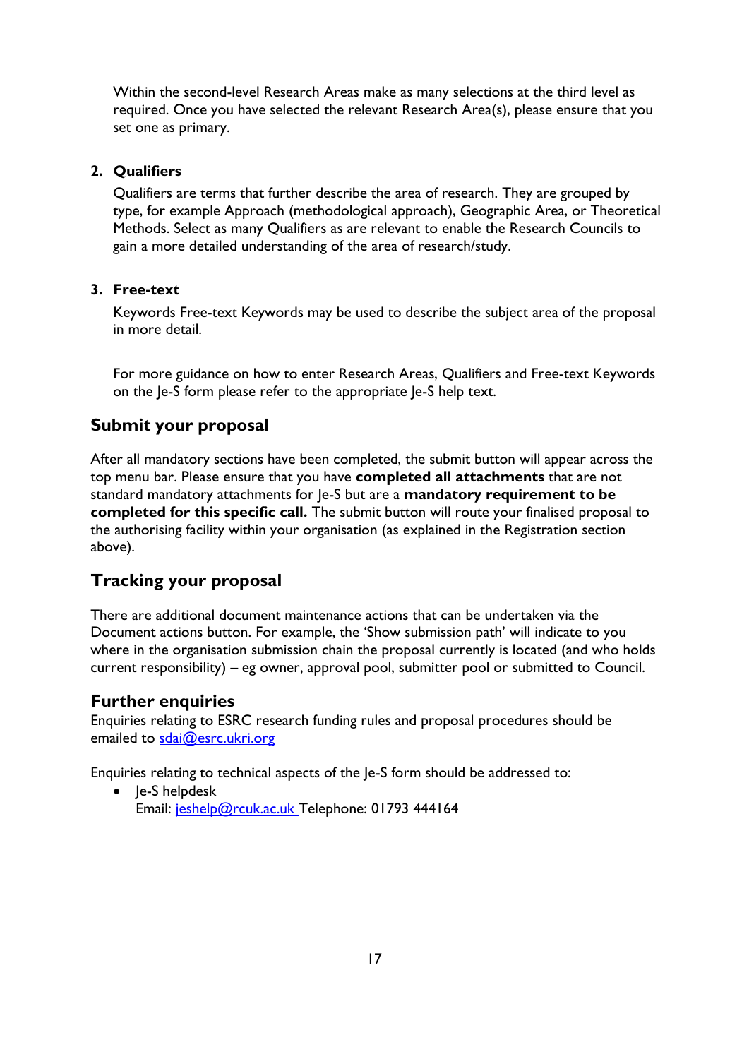Within the second-level Research Areas make as many selections at the third level as required. Once you have selected the relevant Research Area(s), please ensure that you set one as primary.

2. **Qualifiers**

   Qualifiers are terms that further describe the area of research. They are grouped by type, for example Approach (methodological approach), Geographic Area, or Theoretical Methods. Select as many Qualifiers as are relevant to enable the Research Councils to gain a more detailed understanding of the area of research/study.

3. **Free-text**

   Keywords Free-text Keywords may be used to describe the subject area of the proposal in more detail.

   For more guidance on how to enter Research Areas, Qualifiers and Free-text Keywords on the Je-S form please refer to the appropriate Je-S help text.

## Submit your proposal

After all mandatory sections have been completed, the submit button will appear across the top menu bar. Please ensure that you have **completed all attachments** that are not standard mandatory attachments for Je-S but are a **mandatory requirement to be completed for this specific call.** The submit button will route your finalised proposal to the authorising facility within your organisation (as explained in the Registration section above).

## Tracking your proposal

There are additional document maintenance actions that can be undertaken via the Document actions button. For example, the 'Show submission path' will indicate to you where in the organisation submission chain the proposal currently is located (and who holds current responsibility) – eg owner, approval pool, submitter pool or submitted to Council.

## Further enquiries

Enquiries relating to ESRC research funding rules and proposal procedures should be emailed to sdai@esrc.ukri.org

Enquiries relating to technical aspects of the Je-S form should be addressed to:

- Je-S helpdesk
  Email: jeshelp@rcuk.ac.uk Telephone: 01793 444164